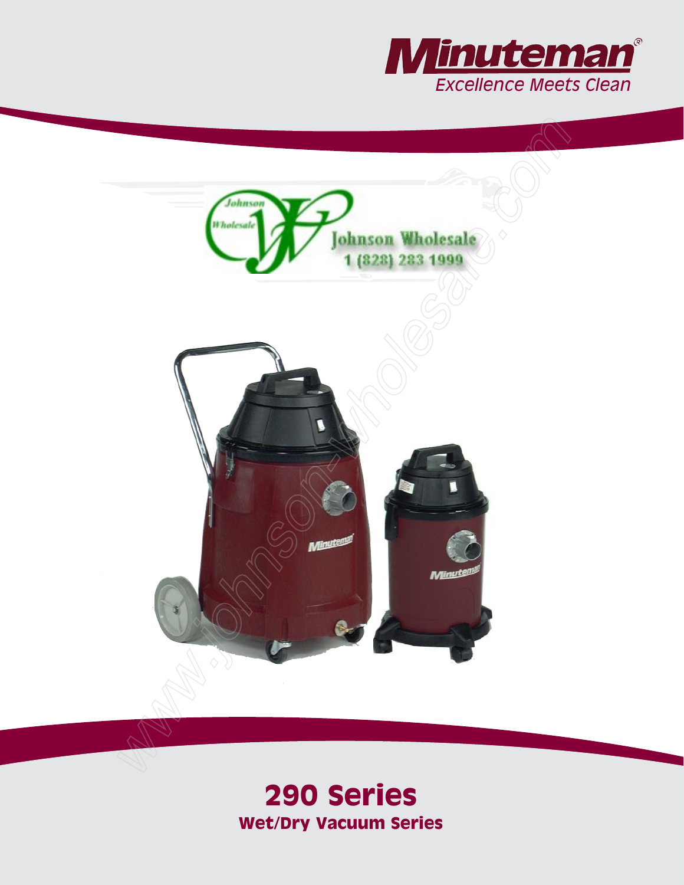Minuteman®

Excellence Meets Clean

Johnson Wholesale
1 (828) 283 1999

# 290 Series

## Wet/Dry Vacuum Series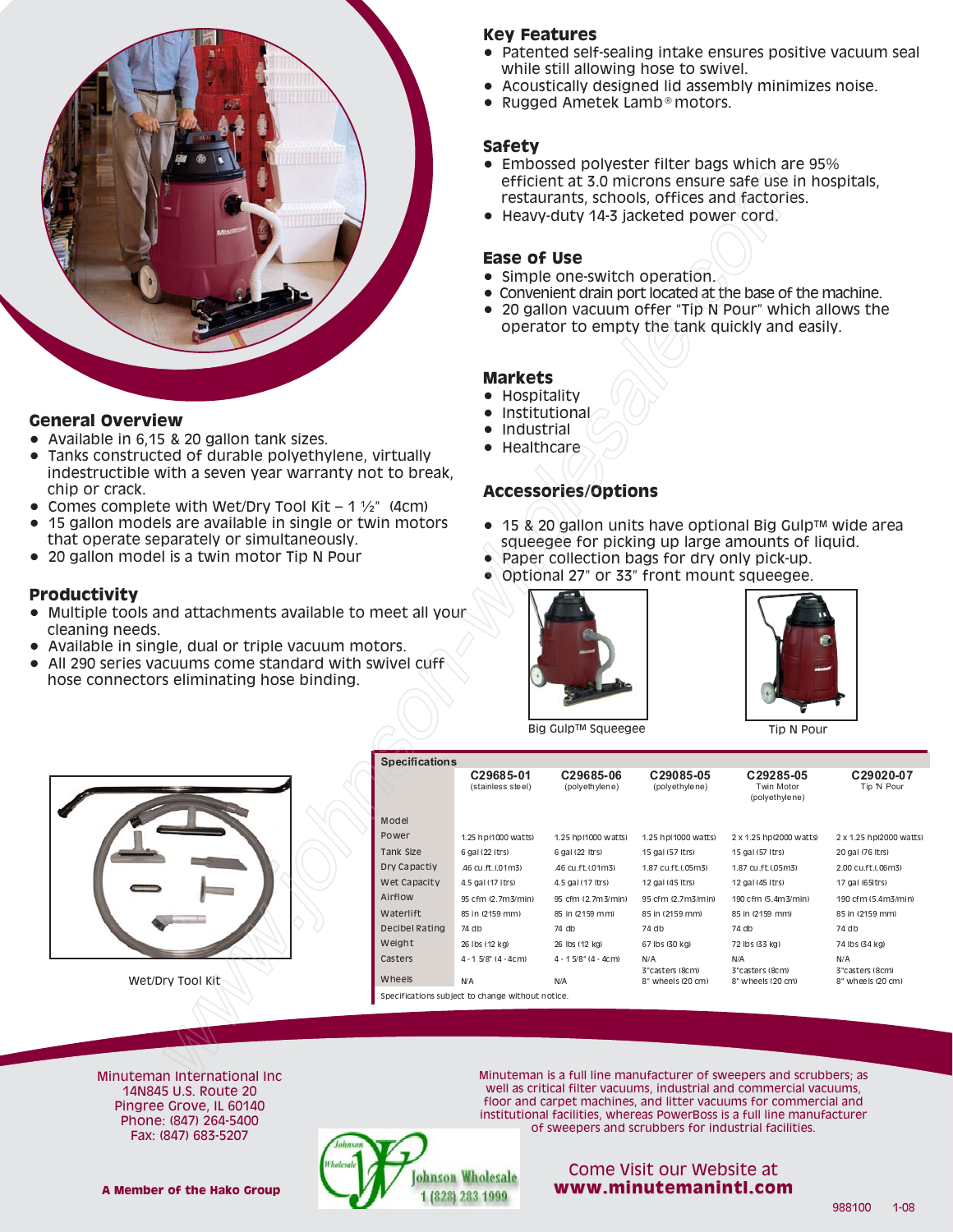## Key Features

- Patented self-sealing intake ensures positive vacuum seal while still allowing hose to swivel.
- Acoustically designed lid assembly minimizes noise.
- Rugged Ametek Lamb® motors.

## Safety

- Embossed polyester filter bags which are 95% efficient at 3.0 microns ensure safe use in hospitals, restaurants, schools, offices and factories.
- Heavy-duty 14-3 jacketed power cord.

## Ease of Use

- Simple one-switch operation.
- Convenient drain port located at the base of the machine.
- 20 gallon vacuum offer "Tip N Pour" which allows the operator to empty the tank quickly and easily.

## Markets

- Hospitality
- Institutional
- Industrial
- Healthcare

## General Overview

- Available in 6,15 & 20 gallon tank sizes.
- Tanks constructed of durable polyethylene, virtually indestructible with a seven year warranty not to break, chip or crack.
- Comes complete with Wet/Dry Tool Kit – 1 ½" (4cm)
- 15 gallon models are available in single or twin motors that operate separately or simultaneously.
- 20 gallon model is a twin motor Tip N Pour

## Productivity

- Multiple tools and attachments available to meet all your cleaning needs.
- Available in single, dual or triple vacuum motors.
- All 290 series vacuums come standard with swivel cuff hose connectors eliminating hose binding.

## Accessories/Options

- 15 & 20 gallon units have optional Big Gulp™ wide area squeegee for picking up large amounts of liquid.
- Paper collection bags for dry only pick-up.
- Optional 27" or 33" front mount squeegee.

Big Gulp™ Squeegee

Tip N Pour

Wet/Dry Tool Kit

**Specifications**

| Model | C29685-01 (stainless steel) | C29685-06 (polyethylene) | C29085-05 (polyethylene) | C29285-05 Twin Motor (polyethylene) | C29020-07 Tip 'N Pour |
|---|---|---|---|---|---|
| Power | 1.25 hp(1000 watts) | 1.25 hp(1000 watts) | 1.25 hp(1000 watts) | 2 x 1.25 hp(2000 watts) | 2 x 1.25 hp(2000 watts) |
| Tank Size | 6 gal (22 ltrs) | 6 gal (22 ltrs) | 15 gal (57 ltrs) | 15 gal (57 ltrs) | 20 gal (76 ltrs) |
| Dry Capactiy | .46 cu.ft.(.01m3) | .46 cu.ft.(.01m3) | 1.87 cu.ft.(.05m3) | 1.87 cu.ft.(.05m3) | 2.00 cu.ft.(.06m3) |
| Wet Capacity | 4.5 gal (17 ltrs) | 4.5 gal (17 ltrs) | 12 gal (45 ltrs) | 12 gal (45 ltrs) | 17 gal (65ltrs) |
| Airflow | 95 cfm (2.7m3/min) | 95 cfm (2.7m3/min) | 95 cfm (2.7m3/min) | 190 cfm (5.4m3/min) | 190 cfm (5.4m3/min) |
| Waterlift | 85 in (2159 mm) | 85 in (2159 mm) | 85 in (2159 mm) | 85 in (2159 mm) | 85 in (2159 mm) |
| Decibel Rating | 74 db | 74 db | 74 db | 74 db | 74 db |
| Weight | 26 lbs (12 kg) | 26 lbs (12 kg) | 67 lbs (30 kg) | 72 lbs (33 kg) | 74 lbs (34 kg) |
| Casters | 4 - 1 5/8" (4 - 4cm) | 4 - 1 5/8" (4 - 4cm) | N/A | N/A | N/A |
| Wheels | N/A | N/A | 3"casters (8cm) 8" wheels (20 cm) | 3"casters (8cm) 8" wheels (20 cm) | 3"casters (8cm) 8" wheels (20 cm) |

Specifications subject to change without notice.

Minuteman International Inc
14N845 U.S. Route 20
Pingree Grove, IL 60140
Phone: (847) 264-5400
Fax: (847) 683-5207

**A Member of the Hako Group**

Johnson Wholesale
1 (828) 283 1999

Minuteman is a full line manufacturer of sweepers and scrubbers; as well as critical filter vacuums, industrial and commercial vacuums, floor and carpet machines, and litter vacuums for commercial and institutional facilities, whereas PowerBoss is a full line manufacturer of sweepers and scrubbers for industrial facilities.

Come Visit our Website at
**www.minutemanintl.com**

988100 1-08